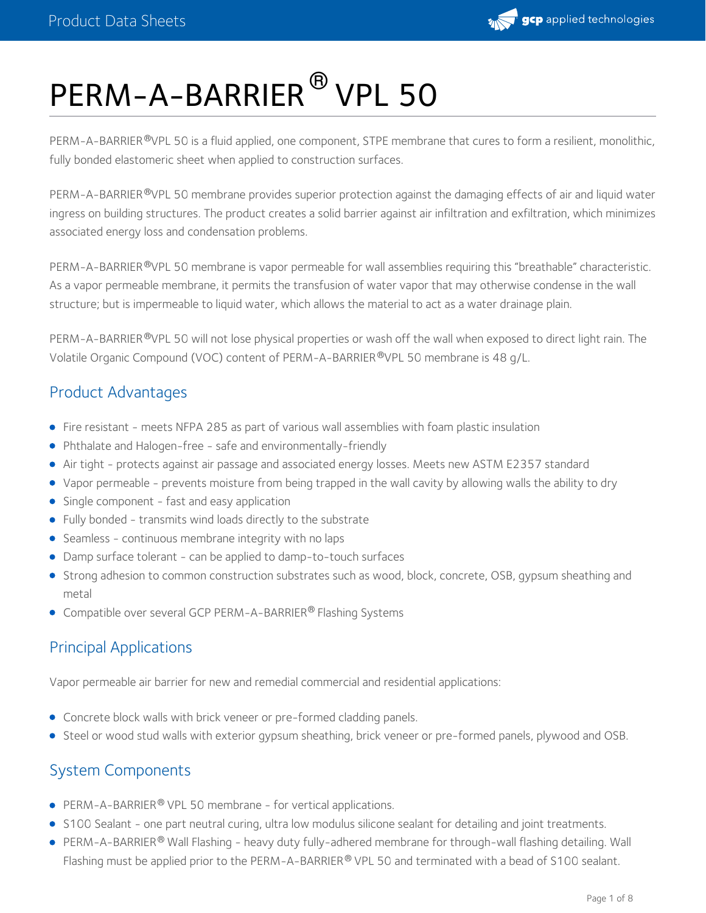# PERM-A-BARRIER® VPL 50

PERM-A-BARRIER®VPL 50 is a fluid applied, one component, STPE membrane that cures to form a resilient, monolithic, fully bonded elastomeric sheet when applied to construction surfaces.

PERM-A-BARRIER®VPL 50 membrane provides superior protection against the damaging effects of air and liquid water ingress on building structures. The product creates a solid barrier against air infiltration and exfiltration, which minimizes associated energy loss and condensation problems.

PERM-A-BARRIER®VPL 50 membrane is vapor permeable for wall assemblies requiring this "breathable" characteristic. As a vapor permeable membrane, it permits the transfusion of water vapor that may otherwise condense in the wall structure; but is impermeable to liquid water, which allows the material to act as a water drainage plain.

PERM-A-BARRIER®VPL 50 will not lose physical properties or wash off the wall when exposed to direct light rain. The Volatile Organic Compound (VOC) content of PERM-A-BARRIER®VPL 50 membrane is 48 g/L.

## Product Advantages

- Fire resistant - meets NFPA 285 as part of various wall assemblies with foam plastic insulation
- Phthalate and Halogen-free - safe and environmentally-friendly
- Air tight - protects against air passage and associated energy losses. Meets new ASTM E2357 standard
- Vapor permeable - prevents moisture from being trapped in the wall cavity by allowing walls the ability to dry
- Single component - fast and easy application
- Fully bonded - transmits wind loads directly to the substrate
- Seamless - continuous membrane integrity with no laps
- Damp surface tolerant - can be applied to damp-to-touch surfaces
- Strong adhesion to common construction substrates such as wood, block, concrete, OSB, gypsum sheathing and metal
- Compatible over several GCP PERM-A-BARRIER® Flashing Systems

## Principal Applications

Vapor permeable air barrier for new and remedial commercial and residential applications:

- Concrete block walls with brick veneer or pre-formed cladding panels.
- Steel or wood stud walls with exterior gypsum sheathing, brick veneer or pre-formed panels, plywood and OSB.

## System Components

- PERM-A-BARRIER® VPL 50 membrane - for vertical applications.
- S100 Sealant - one part neutral curing, ultra low modulus silicone sealant for detailing and joint treatments.
- PERM-A-BARRIER® Wall Flashing - heavy duty fully-adhered membrane for through-wall flashing detailing. Wall Flashing must be applied prior to the PERM-A-BARRIER® VPL 50 and terminated with a bead of S100 sealant.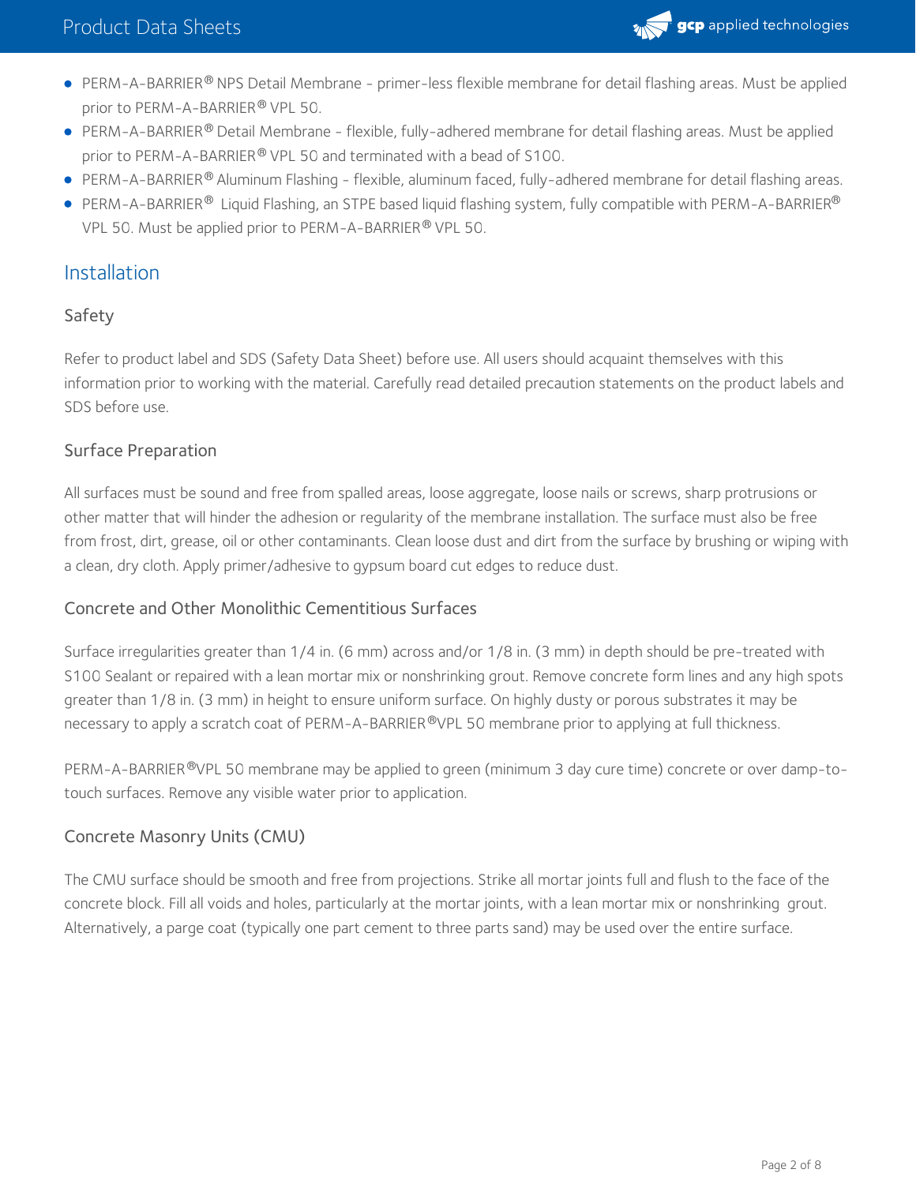- PERM-A-BARRIER® NPS Detail Membrane - primer-less flexible membrane for detail flashing areas. Must be applied prior to PERM-A-BARRIER® VPL 50.
- PERM-A-BARRIER® Detail Membrane - flexible, fully-adhered membrane for detail flashing areas. Must be applied prior to PERM-A-BARRIER® VPL 50 and terminated with a bead of S100.
- PERM-A-BARRIER® Aluminum Flashing - flexible, aluminum faced, fully-adhered membrane for detail flashing areas.
- PERM-A-BARRIER® Liquid Flashing, an STPE based liquid flashing system, fully compatible with PERM-A-BARRIER® VPL 50. Must be applied prior to PERM-A-BARRIER® VPL 50.

## Installation

### Safety

Refer to product label and SDS (Safety Data Sheet) before use. All users should acquaint themselves with this information prior to working with the material. Carefully read detailed precaution statements on the product labels and SDS before use.

### Surface Preparation

All surfaces must be sound and free from spalled areas, loose aggregate, loose nails or screws, sharp protrusions or other matter that will hinder the adhesion or regularity of the membrane installation. The surface must also be free from frost, dirt, grease, oil or other contaminants. Clean loose dust and dirt from the surface by brushing or wiping with a clean, dry cloth. Apply primer/adhesive to gypsum board cut edges to reduce dust.

### Concrete and Other Monolithic Cementitious Surfaces

Surface irregularities greater than 1/4 in. (6 mm) across and/or 1/8 in. (3 mm) in depth should be pre-treated with S100 Sealant or repaired with a lean mortar mix or nonshrinking grout. Remove concrete form lines and any high spots greater than 1/8 in. (3 mm) in height to ensure uniform surface. On highly dusty or porous substrates it may be necessary to apply a scratch coat of PERM-A-BARRIER®VPL 50 membrane prior to applying at full thickness.

PERM-A-BARRIER®VPL 50 membrane may be applied to green (minimum 3 day cure time) concrete or over damp-to-touch surfaces. Remove any visible water prior to application.

### Concrete Masonry Units (CMU)

The CMU surface should be smooth and free from projections. Strike all mortar joints full and flush to the face of the concrete block. Fill all voids and holes, particularly at the mortar joints, with a lean mortar mix or nonshrinking grout. Alternatively, a parge coat (typically one part cement to three parts sand) may be used over the entire surface.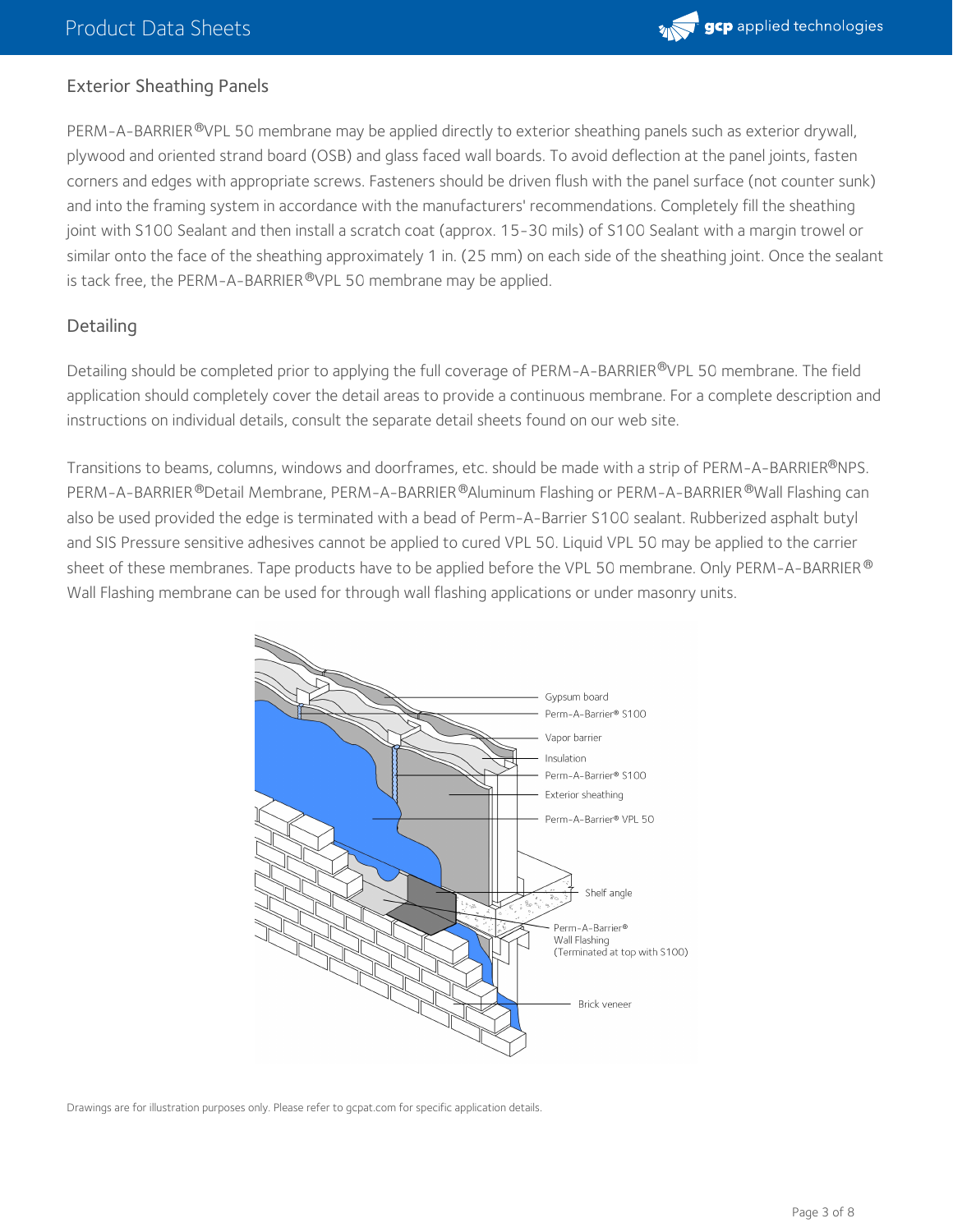## Exterior Sheathing Panels

PERM-A-BARRIER®VPL 50 membrane may be applied directly to exterior sheathing panels such as exterior drywall, plywood and oriented strand board (OSB) and glass faced wall boards. To avoid deflection at the panel joints, fasten corners and edges with appropriate screws. Fasteners should be driven flush with the panel surface (not counter sunk) and into the framing system in accordance with the manufacturers' recommendations. Completely fill the sheathing joint with S100 Sealant and then install a scratch coat (approx. 15-30 mils) of S100 Sealant with a margin trowel or similar onto the face of the sheathing approximately 1 in. (25 mm) on each side of the sheathing joint. Once the sealant is tack free, the PERM-A-BARRIER®VPL 50 membrane may be applied.

## Detailing

Detailing should be completed prior to applying the full coverage of PERM-A-BARRIER®VPL 50 membrane. The field application should completely cover the detail areas to provide a continuous membrane. For a complete description and instructions on individual details, consult the separate detail sheets found on our web site.

Transitions to beams, columns, windows and doorframes, etc. should be made with a strip of PERM-A-BARRIER®NPS. PERM-A-BARRIER®Detail Membrane, PERM-A-BARRIER®Aluminum Flashing or PERM-A-BARRIER®Wall Flashing can also be used provided the edge is terminated with a bead of Perm-A-Barrier S100 sealant. Rubberized asphalt butyl and SIS Pressure sensitive adhesives cannot be applied to cured VPL 50. Liquid VPL 50 may be applied to the carrier sheet of these membranes. Tape products have to be applied before the VPL 50 membrane. Only PERM-A-BARRIER® Wall Flashing membrane can be used for through wall flashing applications or under masonry units.

Gypsum board
Perm-A-Barrier® S100
Vapor barrier
Insulation
Perm-A-Barrier® S100
Exterior sheathing
Perm-A-Barrier® VPL 50
Shelf angle
Perm-A-Barrier® Wall Flashing (Terminated at top with S100)
Brick veneer

Drawings are for illustration purposes only. Please refer to gcpat.com for specific application details.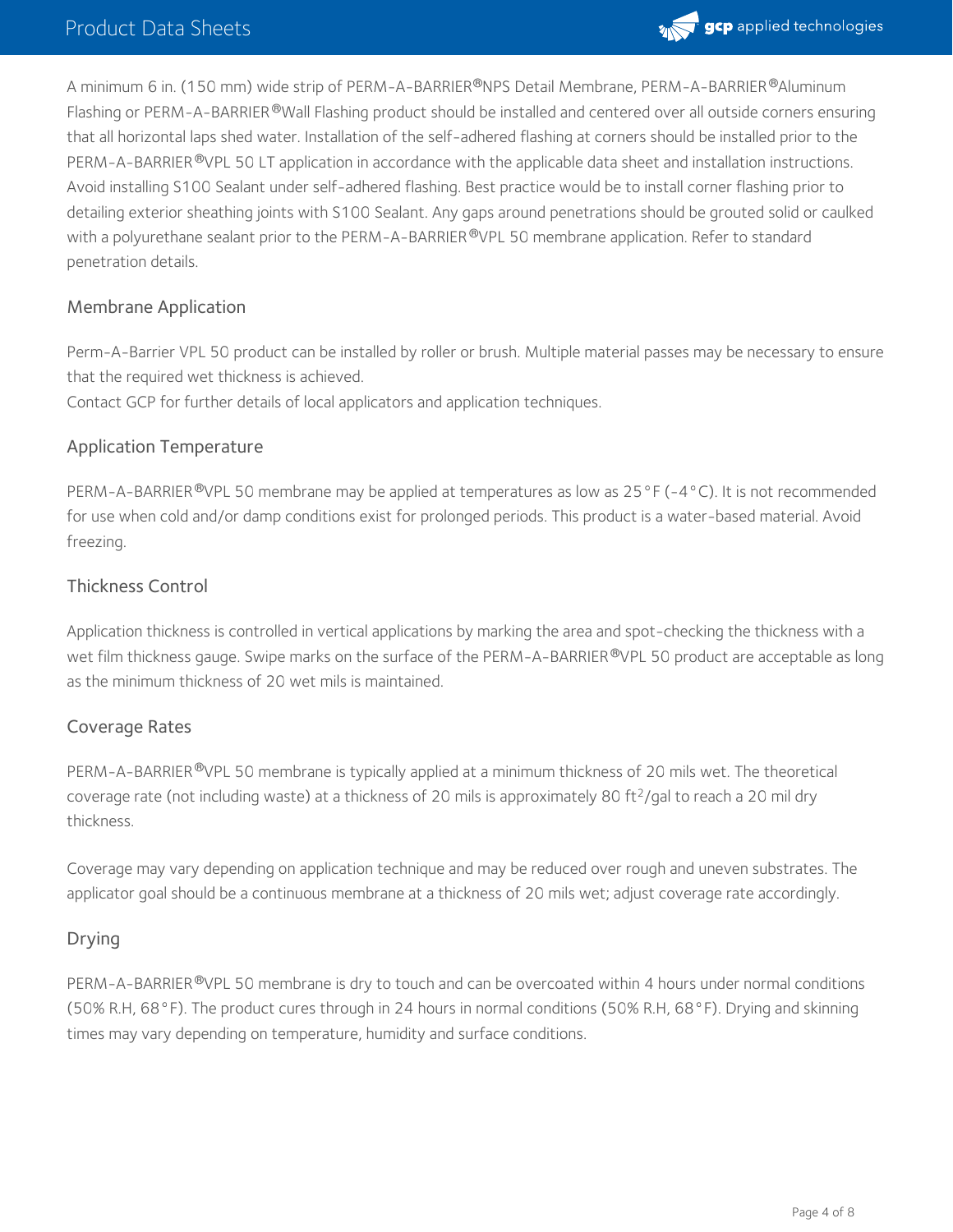A minimum 6 in. (150 mm) wide strip of PERM-A-BARRIER®NPS Detail Membrane, PERM-A-BARRIER®Aluminum Flashing or PERM-A-BARRIER®Wall Flashing product should be installed and centered over all outside corners ensuring that all horizontal laps shed water. Installation of the self-adhered flashing at corners should be installed prior to the PERM-A-BARRIER®VPL 50 LT application in accordance with the applicable data sheet and installation instructions. Avoid installing S100 Sealant under self-adhered flashing. Best practice would be to install corner flashing prior to detailing exterior sheathing joints with S100 Sealant. Any gaps around penetrations should be grouted solid or caulked with a polyurethane sealant prior to the PERM-A-BARRIER®VPL 50 membrane application. Refer to standard penetration details.

## Membrane Application

Perm-A-Barrier VPL 50 product can be installed by roller or brush. Multiple material passes may be necessary to ensure that the required wet thickness is achieved.
Contact GCP for further details of local applicators and application techniques.

## Application Temperature

PERM-A-BARRIER®VPL 50 membrane may be applied at temperatures as low as 25°F (-4°C). It is not recommended for use when cold and/or damp conditions exist for prolonged periods. This product is a water-based material. Avoid freezing.

## Thickness Control

Application thickness is controlled in vertical applications by marking the area and spot-checking the thickness with a wet film thickness gauge. Swipe marks on the surface of the PERM-A-BARRIER®VPL 50 product are acceptable as long as the minimum thickness of 20 wet mils is maintained.

## Coverage Rates

PERM-A-BARRIER®VPL 50 membrane is typically applied at a minimum thickness of 20 mils wet. The theoretical coverage rate (not including waste) at a thickness of 20 mils is approximately 80 $ft^2$/gal to reach a 20 mil dry thickness.

Coverage may vary depending on application technique and may be reduced over rough and uneven substrates. The applicator goal should be a continuous membrane at a thickness of 20 mils wet; adjust coverage rate accordingly.

## Drying

PERM-A-BARRIER®VPL 50 membrane is dry to touch and can be overcoated within 4 hours under normal conditions (50% R.H, 68°F). The product cures through in 24 hours in normal conditions (50% R.H, 68°F). Drying and skinning times may vary depending on temperature, humidity and surface conditions.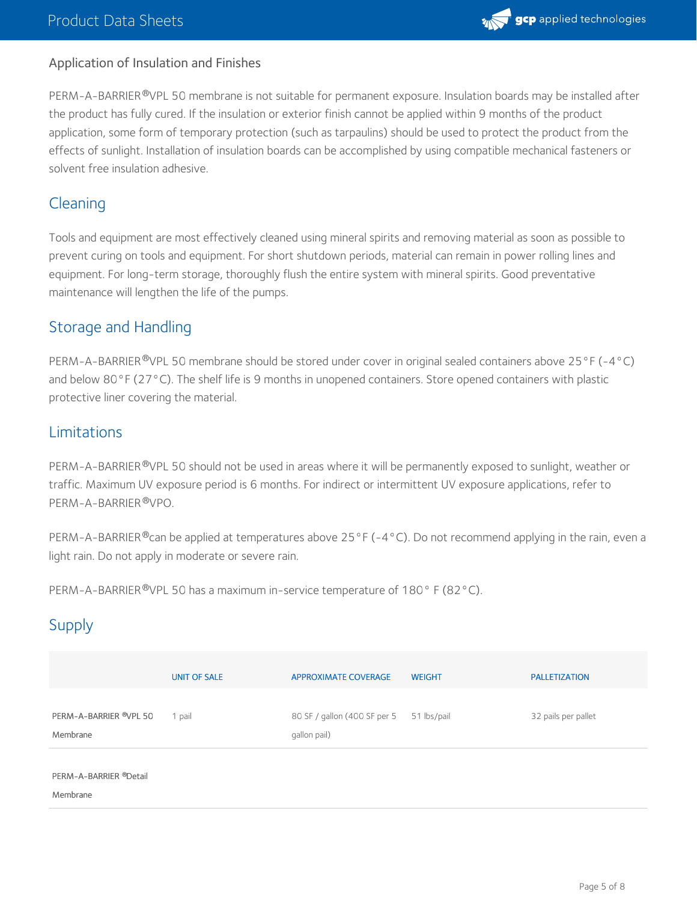Application of Insulation and Finishes

PERM-A-BARRIER®VPL 50 membrane is not suitable for permanent exposure. Insulation boards may be installed after the product has fully cured. If the insulation or exterior finish cannot be applied within 9 months of the product application, some form of temporary protection (such as tarpaulins) should be used to protect the product from the effects of sunlight. Installation of insulation boards can be accomplished by using compatible mechanical fasteners or solvent free insulation adhesive.

## Cleaning

Tools and equipment are most effectively cleaned using mineral spirits and removing material as soon as possible to prevent curing on tools and equipment. For short shutdown periods, material can remain in power rolling lines and equipment. For long-term storage, thoroughly flush the entire system with mineral spirits. Good preventative maintenance will lengthen the life of the pumps.

## Storage and Handling

PERM-A-BARRIER®VPL 50 membrane should be stored under cover in original sealed containers above 25°F (-4°C) and below 80°F (27°C). The shelf life is 9 months in unopened containers. Store opened containers with plastic protective liner covering the material.

## Limitations

PERM-A-BARRIER®VPL 50 should not be used in areas where it will be permanently exposed to sunlight, weather or traffic. Maximum UV exposure period is 6 months. For indirect or intermittent UV exposure applications, refer to PERM-A-BARRIER®VPO.

PERM-A-BARRIER®can be applied at temperatures above 25°F (-4°C). Do not recommend applying in the rain, even a light rain. Do not apply in moderate or severe rain.

PERM-A-BARRIER®VPL 50 has a maximum in-service temperature of 180° F (82°C).

## Supply

| | UNIT OF SALE | APPROXIMATE COVERAGE | WEIGHT | PALLETIZATION |
|---|---|---|---|---|
| PERM-A-BARRIER ®VPL 50 Membrane | 1 pail | 80 SF / gallon (400 SF per 5 gallon pail) | 51 lbs/pail | 32 pails per pallet |
| PERM-A-BARRIER ®Detail Membrane | | | | |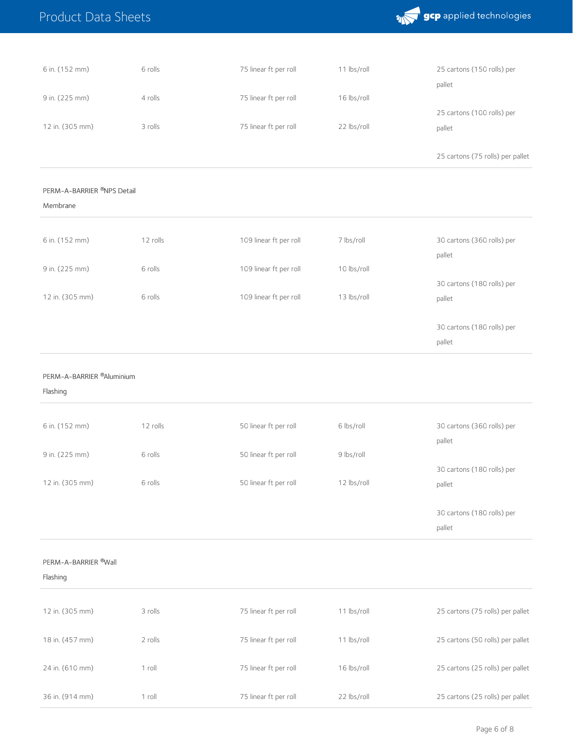| | | | | |
|---|---|---|---|---|
| 6 in. (152 mm) | 6 rolls | 75 linear ft per roll | 11 lbs/roll | 25 cartons (150 rolls) per pallet |
| 9 in. (225 mm) | 4 rolls | 75 linear ft per roll | 16 lbs/roll | 25 cartons (100 rolls) per pallet |
| 12 in. (305 mm) | 3 rolls | 75 linear ft per roll | 22 lbs/roll | 25 cartons (75 rolls) per pallet |
| PERM-A-BARRIER ®NPS Detail Membrane | | | | |
| 6 in. (152 mm) | 12 rolls | 109 linear ft per roll | 7 lbs/roll | 30 cartons (360 rolls) per pallet |
| 9 in. (225 mm) | 6 rolls | 109 linear ft per roll | 10 lbs/roll | 30 cartons (180 rolls) per pallet |
| 12 in. (305 mm) | 6 rolls | 109 linear ft per roll | 13 lbs/roll | 30 cartons (180 rolls) per pallet |
| PERM-A-BARRIER ®Aluminium Flashing | | | | |
| 6 in. (152 mm) | 12 rolls | 50 linear ft per roll | 6 lbs/roll | 30 cartons (360 rolls) per pallet |
| 9 in. (225 mm) | 6 rolls | 50 linear ft per roll | 9 lbs/roll | 30 cartons (180 rolls) per pallet |
| 12 in. (305 mm) | 6 rolls | 50 linear ft per roll | 12 lbs/roll | 30 cartons (180 rolls) per pallet |
| PERM-A-BARRIER ®Wall Flashing | | | | |
| 12 in. (305 mm) | 3 rolls | 75 linear ft per roll | 11 lbs/roll | 25 cartons (75 rolls) per pallet |
| 18 in. (457 mm) | 2 rolls | 75 linear ft per roll | 11 lbs/roll | 25 cartons (50 rolls) per pallet |
| 24 in. (610 mm) | 1 roll | 75 linear ft per roll | 16 lbs/roll | 25 cartons (25 rolls) per pallet |
| 36 in. (914 mm) | 1 roll | 75 linear ft per roll | 22 lbs/roll | 25 cartons (25 rolls) per pallet |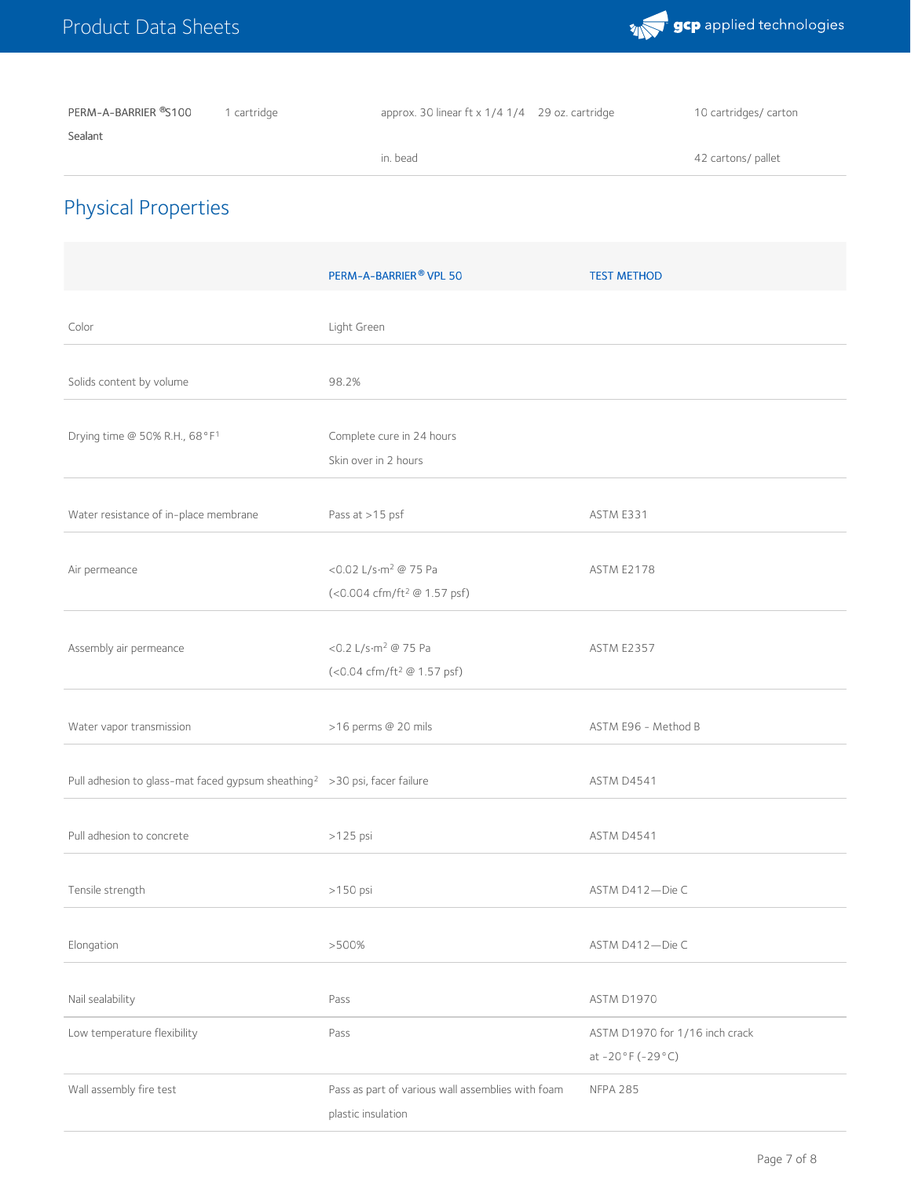| | | | | |
|---|---|---|---|---|
| PERM-A-BARRIER®S100 Sealant | 1 cartridge | approx. 30 linear ft x 1/4 1/4 in. bead | 29 oz. cartridge | 10 cartridges/ carton 42 cartons/ pallet |

## Physical Properties

| | PERM-A-BARRIER® VPL 50 | TEST METHOD |
|---|---|---|
| Color | Light Green | |
| Solids content by volume | 98.2% | |
| Drying time @ 50% R.H., 68°F[1] | Complete cure in 24 hours<br>Skin over in 2 hours | |
| Water resistance of in-place membrane | Pass at >15 psf | ASTM E331 |
| Air permeance | <0.02 L/s·m² @ 75 Pa<br>(<0.004 cfm/ft² @ 1.57 psf) | ASTM E2178 |
| Assembly air permeance | <0.2 L/s·m² @ 75 Pa<br>(<0.04 cfm/ft² @ 1.57 psf) | ASTM E2357 |
| Water vapor transmission | >16 perms @ 20 mils | ASTM E96 - Method B |
| Pull adhesion to glass-mat faced gypsum sheathing[2] | >30 psi, facer failure | ASTM D4541 |
| Pull adhesion to concrete | >125 psi | ASTM D4541 |
| Tensile strength | >150 psi | ASTM D412—Die C |
| Elongation | >500% | ASTM D412—Die C |
| Nail sealability | Pass | ASTM D1970 |
| Low temperature flexibility | Pass | ASTM D1970 for 1/16 inch crack at -20°F (-29°C) |
| Wall assembly fire test | Pass as part of various wall assemblies with foam plastic insulation | NFPA 285 |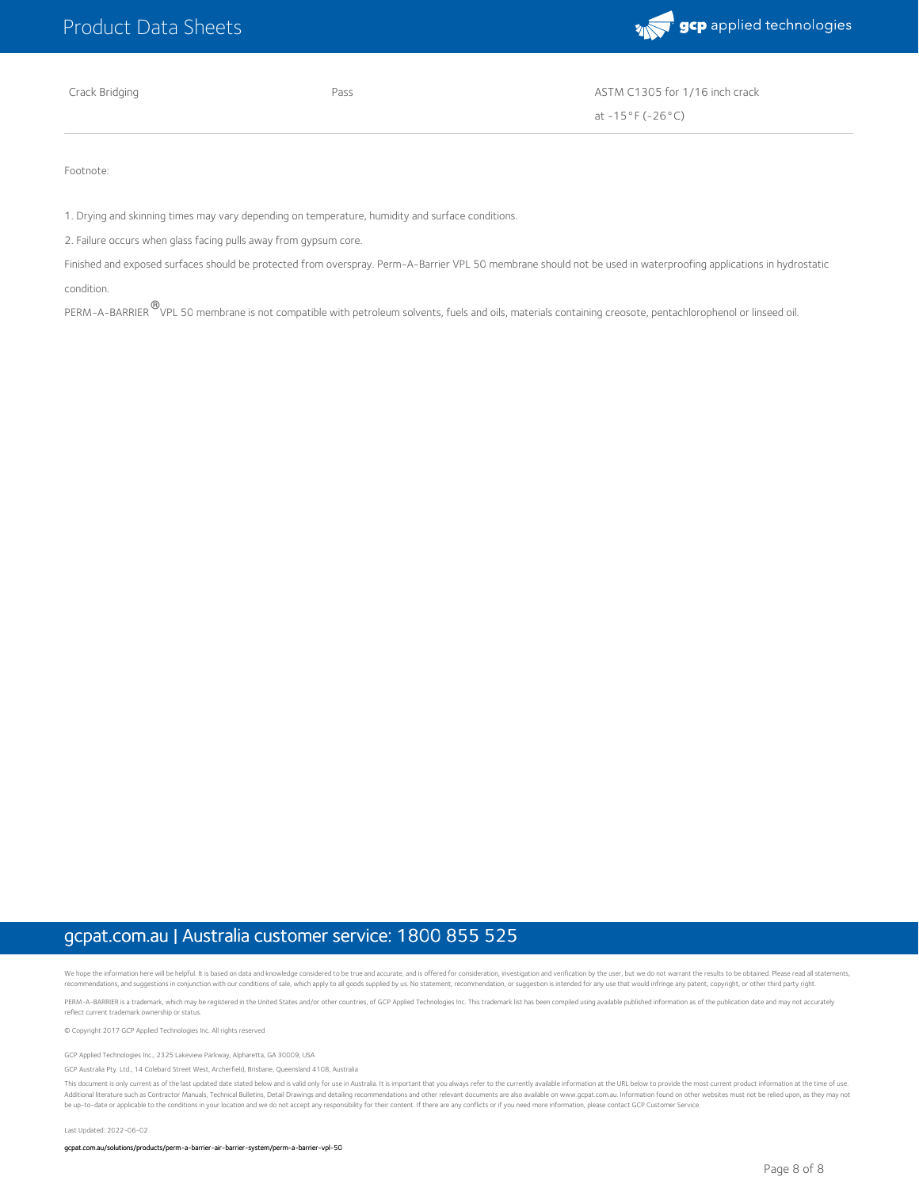| | | |
|---|---|---|
| Crack Bridging | Pass | ASTM C1305 for 1/16 inch crack at -15°F (-26°C) |

Footnote:

1. Drying and skinning times may vary depending on temperature, humidity and surface conditions.

2. Failure occurs when glass facing pulls away from gypsum core.

Finished and exposed surfaces should be protected from overspray. Perm-A-Barrier VPL 50 membrane should not be used in waterproofing applications in hydrostatic condition.

PERM-A-BARRIER® VPL 50 membrane is not compatible with petroleum solvents, fuels and oils, materials containing creosote, pentachlorophenol or linseed oil.

## gcpat.com.au | Australia customer service: 1800 855 525

We hope the information here will be helpful. It is based on data and knowledge considered to be true and accurate, and is offered for consideration, investigation and verification by the user, but we do not warrant the results to be obtained. Please read all statements, recommendations, and suggestions in conjunction with our conditions of sale, which apply to all goods supplied by us. No statement, recommendation, or suggestion is intended for any use that would infringe any patent, copyright, or other third party right.

PERM-A-BARRIER is a trademark, which may be registered in the United States and/or other countries, of GCP Applied Technologies Inc. This trademark list has been compiled using available published information as of the publication date and may not accurately reflect current trademark ownership or status.

© Copyright 2017 GCP Applied Technologies Inc. All rights reserved

GCP Applied Technologies Inc., 2325 Lakeview Parkway, Alpharetta, GA 30009, USA

GCP Australia Pty. Ltd., 14 Colebard Street West, Archerfield, Brisbane, Queensland 4108, Australia

This document is only current as of the last updated date stated below and is valid only for use in Australia. It is important that you always refer to the currently available information at the URL below to provide the most current product information at the time of use. Additional literature such as Contractor Manuals, Technical Bulletins, Detail Drawings and detailing recommendations and other relevant documents are also available on www.gcpat.com.au. Information found on other websites must not be relied upon, as they may not be up-to-date or applicable to the conditions in your location and we do not accept any responsibility for their content. If there are any conflicts or if you need more information, please contact GCP Customer Service.

Last Updated: 2022-06-02

gcpat.com.au/solutions/products/perm-a-barrier-air-barrier-system/perm-a-barrier-vpl-50